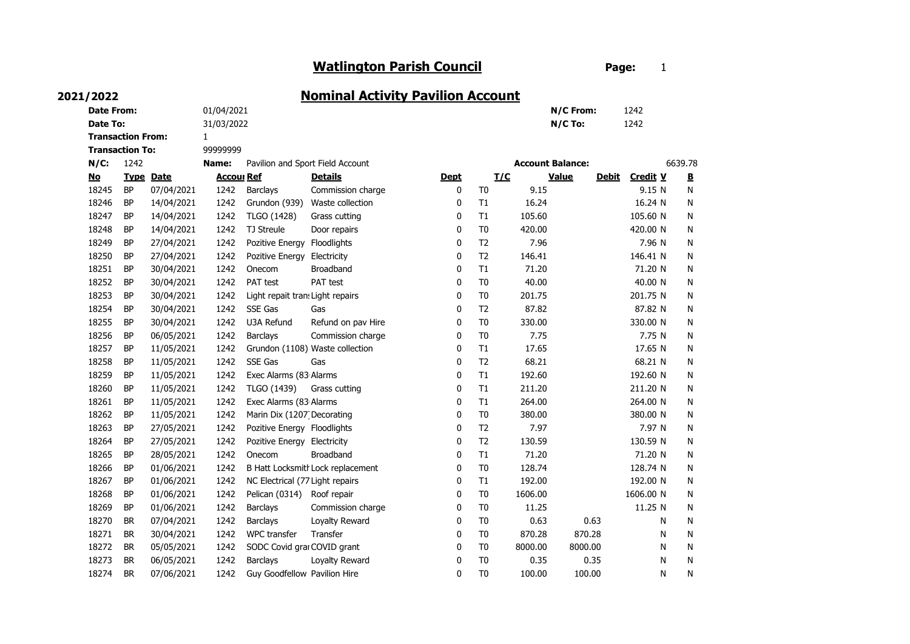# Watlington Parish Council

## 2021/2022

## Nominal Activity Pavilion Account

| | | | |
|---|---|---|---|
| **Date From:** | 01/04/2021 | **N/C From:** | 1242 |
| **Date To:** | 31/03/2022 | **N/C To:** | 1242 |
| **Transaction From:** | 1 | | |
| **Transaction To:** | 99999999 | | |

**N/C:** 1242 **Name:** Pavilion and Sport Field Account **Account Balance:** 6639.78

| No | Type | Date | Accoui | Ref | Details | Dept | T/C | Value | Debit | Credit | V | B |
|---|---|---|---|---|---|---|---|---|---|---|---|---|
| 18245 | BP | 07/04/2021 | 1242 | Barclays | Commission charge | 0 | T0 | 9.15 | | 9.15 | N | N |
| 18246 | BP | 14/04/2021 | 1242 | Grundon (939) | Waste collection | 0 | T1 | 16.24 | | 16.24 | N | N |
| 18247 | BP | 14/04/2021 | 1242 | TLGO (1428) | Grass cutting | 0 | T1 | 105.60 | | 105.60 | N | N |
| 18248 | BP | 14/04/2021 | 1242 | TJ Streule | Door repairs | 0 | T0 | 420.00 | | 420.00 | N | N |
| 18249 | BP | 27/04/2021 | 1242 | Pozitive Energy | Floodlights | 0 | T2 | 7.96 | | 7.96 | N | N |
| 18250 | BP | 27/04/2021 | 1242 | Pozitive Energy | Electricity | 0 | T2 | 146.41 | | 146.41 | N | N |
| 18251 | BP | 30/04/2021 | 1242 | Onecom | Broadband | 0 | T1 | 71.20 | | 71.20 | N | N |
| 18252 | BP | 30/04/2021 | 1242 | PAT test | PAT test | 0 | T0 | 40.00 | | 40.00 | N | N |
| 18253 | BP | 30/04/2021 | 1242 | Light repair trans | Light repairs | 0 | T0 | 201.75 | | 201.75 | N | N |
| 18254 | BP | 30/04/2021 | 1242 | SSE Gas | Gas | 0 | T2 | 87.82 | | 87.82 | N | N |
| 18255 | BP | 30/04/2021 | 1242 | U3A Refund | Refund on pav Hire | 0 | T0 | 330.00 | | 330.00 | N | N |
| 18256 | BP | 06/05/2021 | 1242 | Barclays | Commission charge | 0 | T0 | 7.75 | | 7.75 | N | N |
| 18257 | BP | 11/05/2021 | 1242 | Grundon (1108) | Waste collection | 0 | T1 | 17.65 | | 17.65 | N | N |
| 18258 | BP | 11/05/2021 | 1242 | SSE Gas | Gas | 0 | T2 | 68.21 | | 68.21 | N | N |
| 18259 | BP | 11/05/2021 | 1242 | Exec Alarms (83 | Alarms | 0 | T1 | 192.60 | | 192.60 | N | N |
| 18260 | BP | 11/05/2021 | 1242 | TLGO (1439) | Grass cutting | 0 | T1 | 211.20 | | 211.20 | N | N |
| 18261 | BP | 11/05/2021 | 1242 | Exec Alarms (83 | Alarms | 0 | T1 | 264.00 | | 264.00 | N | N |
| 18262 | BP | 11/05/2021 | 1242 | Marin Dix (1207) | Decorating | 0 | T0 | 380.00 | | 380.00 | N | N |
| 18263 | BP | 27/05/2021 | 1242 | Pozitive Energy | Floodlights | 0 | T2 | 7.97 | | 7.97 | N | N |
| 18264 | BP | 27/05/2021 | 1242 | Pozitive Energy | Electricity | 0 | T2 | 130.59 | | 130.59 | N | N |
| 18265 | BP | 28/05/2021 | 1242 | Onecom | Broadband | 0 | T1 | 71.20 | | 71.20 | N | N |
| 18266 | BP | 01/06/2021 | 1242 | B Hatt Locksmith | Lock replacement | 0 | T0 | 128.74 | | 128.74 | N | N |
| 18267 | BP | 01/06/2021 | 1242 | NC Electrical (77 | Light repairs | 0 | T1 | 192.00 | | 192.00 | N | N |
| 18268 | BP | 01/06/2021 | 1242 | Pelican (0314) | Roof repair | 0 | T0 | 1606.00 | | 1606.00 | N | N |
| 18269 | BP | 01/06/2021 | 1242 | Barclays | Commission charge | 0 | T0 | 11.25 | | 11.25 | N | N |
| 18270 | BR | 07/04/2021 | 1242 | Barclays | Loyalty Reward | 0 | T0 | 0.63 | 0.63 | | N | N |
| 18271 | BR | 30/04/2021 | 1242 | WPC transfer | Transfer | 0 | T0 | 870.28 | 870.28 | | N | N |
| 18272 | BR | 05/05/2021 | 1242 | SODC Covid grai | COVID grant | 0 | T0 | 8000.00 | 8000.00 | | N | N |
| 18273 | BR | 06/05/2021 | 1242 | Barclays | Loyalty Reward | 0 | T0 | 0.35 | 0.35 | | N | N |
| 18274 | BR | 07/06/2021 | 1242 | Guy Goodfellow | Pavilion Hire | 0 | T0 | 100.00 | 100.00 | | N | N |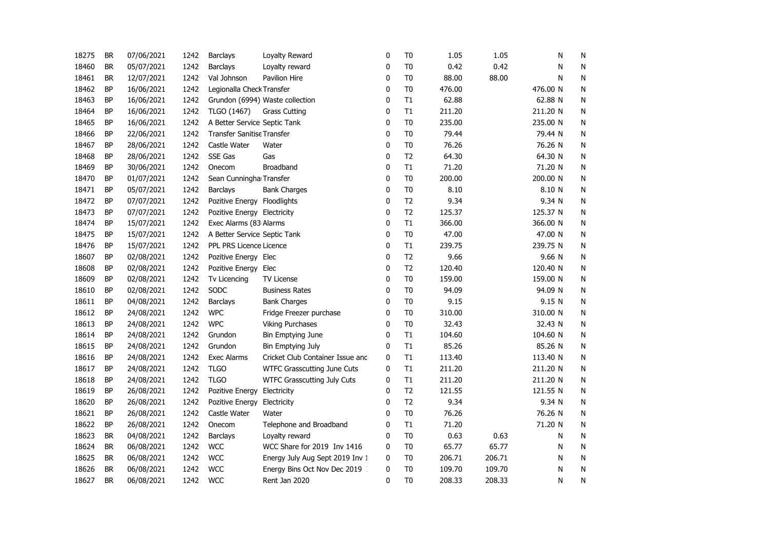| | | | | | | | | | | | |
|---|---|---|---|---|---|---|---|---|---|---|---|
| 18275 | BR | 07/06/2021 | 1242 | Barclays | Loyalty Reward | 0 | T0 | 1.05 | 1.05 | N | N |
| 18460 | BR | 05/07/2021 | 1242 | Barclays | Loyalty reward | 0 | T0 | 0.42 | 0.42 | N | N |
| 18461 | BR | 12/07/2021 | 1242 | Val Johnson | Pavilion Hire | 0 | T0 | 88.00 | 88.00 | N | N |
| 18462 | BP | 16/06/2021 | 1242 | Legionalla Check | Transfer | 0 | T0 | 476.00 | | 476.00 N | N |
| 18463 | BP | 16/06/2021 | 1242 | Grundon (6994) | Waste collection | 0 | T1 | 62.88 | | 62.88 N | N |
| 18464 | BP | 16/06/2021 | 1242 | TLGO (1467) | Grass Cutting | 0 | T1 | 211.20 | | 211.20 N | N |
| 18465 | BP | 16/06/2021 | 1242 | A Better Service | Septic Tank | 0 | T0 | 235.00 | | 235.00 N | N |
| 18466 | BP | 22/06/2021 | 1242 | Transfer Sanitise | Transfer | 0 | T0 | 79.44 | | 79.44 N | N |
| 18467 | BP | 28/06/2021 | 1242 | Castle Water | Water | 0 | T0 | 76.26 | | 76.26 N | N |
| 18468 | BP | 28/06/2021 | 1242 | SSE Gas | Gas | 0 | T2 | 64.30 | | 64.30 N | N |
| 18469 | BP | 30/06/2021 | 1242 | Onecom | Broadband | 0 | T1 | 71.20 | | 71.20 N | N |
| 18470 | BP | 01/07/2021 | 1242 | Sean Cunningha | Transfer | 0 | T0 | 200.00 | | 200.00 N | N |
| 18471 | BP | 05/07/2021 | 1242 | Barclays | Bank Charges | 0 | T0 | 8.10 | | 8.10 N | N |
| 18472 | BP | 07/07/2021 | 1242 | Pozitive Energy | Floodlights | 0 | T2 | 9.34 | | 9.34 N | N |
| 18473 | BP | 07/07/2021 | 1242 | Pozitive Energy | Electricity | 0 | T2 | 125.37 | | 125.37 N | N |
| 18474 | BP | 15/07/2021 | 1242 | Exec Alarms (83 | Alarms | 0 | T1 | 366.00 | | 366.00 N | N |
| 18475 | BP | 15/07/2021 | 1242 | A Better Service | Septic Tank | 0 | T0 | 47.00 | | 47.00 N | N |
| 18476 | BP | 15/07/2021 | 1242 | PPL PRS Licence | Licence | 0 | T1 | 239.75 | | 239.75 N | N |
| 18607 | BP | 02/08/2021 | 1242 | Pozitive Energy | Elec | 0 | T2 | 9.66 | | 9.66 N | N |
| 18608 | BP | 02/08/2021 | 1242 | Pozitive Energy | Elec | 0 | T2 | 120.40 | | 120.40 N | N |
| 18609 | BP | 02/08/2021 | 1242 | Tv Licencing | TV License | 0 | T0 | 159.00 | | 159.00 N | N |
| 18610 | BP | 02/08/2021 | 1242 | SODC | Business Rates | 0 | T0 | 94.09 | | 94.09 N | N |
| 18611 | BP | 04/08/2021 | 1242 | Barclays | Bank Charges | 0 | T0 | 9.15 | | 9.15 N | N |
| 18612 | BP | 24/08/2021 | 1242 | WPC | Fridge Freezer purchase | 0 | T0 | 310.00 | | 310.00 N | N |
| 18613 | BP | 24/08/2021 | 1242 | WPC | Viking Purchases | 0 | T0 | 32.43 | | 32.43 N | N |
| 18614 | BP | 24/08/2021 | 1242 | Grundon | Bin Emptying June | 0 | T1 | 104.60 | | 104.60 N | N |
| 18615 | BP | 24/08/2021 | 1242 | Grundon | Bin Emptying July | 0 | T1 | 85.26 | | 85.26 N | N |
| 18616 | BP | 24/08/2021 | 1242 | Exec Alarms | Cricket Club Container Issue anc | 0 | T1 | 113.40 | | 113.40 N | N |
| 18617 | BP | 24/08/2021 | 1242 | TLGO | WTFC Grasscutting June Cuts | 0 | T1 | 211.20 | | 211.20 N | N |
| 18618 | BP | 24/08/2021 | 1242 | TLGO | WTFC Grasscutting July Cuts | 0 | T1 | 211.20 | | 211.20 N | N |
| 18619 | BP | 26/08/2021 | 1242 | Pozitive Energy | Electricity | 0 | T2 | 121.55 | | 121.55 N | N |
| 18620 | BP | 26/08/2021 | 1242 | Pozitive Energy | Electricity | 0 | T2 | 9.34 | | 9.34 N | N |
| 18621 | BP | 26/08/2021 | 1242 | Castle Water | Water | 0 | T0 | 76.26 | | 76.26 N | N |
| 18622 | BP | 26/08/2021 | 1242 | Onecom | Telephone and Broadband | 0 | T1 | 71.20 | | 71.20 N | N |
| 18623 | BR | 04/08/2021 | 1242 | Barclays | Loyalty reward | 0 | T0 | 0.63 | 0.63 | N | N |
| 18624 | BR | 06/08/2021 | 1242 | WCC | WCC Share for 2019 Inv 1416 | 0 | T0 | 65.77 | 65.77 | N | N |
| 18625 | BR | 06/08/2021 | 1242 | WCC | Energy July Aug Sept 2019 Inv 1 | 0 | T0 | 206.71 | 206.71 | N | N |
| 18626 | BR | 06/08/2021 | 1242 | WCC | Energy Bins Oct Nov Dec 2019 | 0 | T0 | 109.70 | 109.70 | N | N |
| 18627 | BR | 06/08/2021 | 1242 | WCC | Rent Jan 2020 | 0 | T0 | 208.33 | 208.33 | N | N |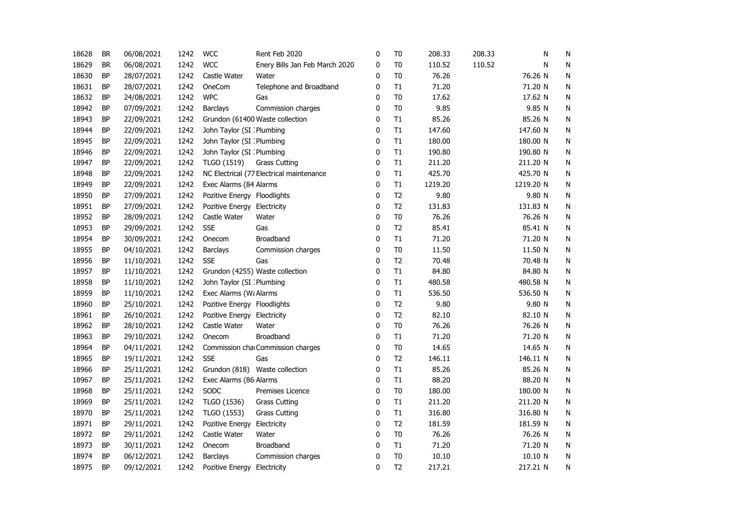| | | | | | | | | | | | |
|---|---|---|---|---|---|---|---|---|---|---|---|
| 18628 | BR | 06/08/2021 | 1242 | WCC | Rent Feb 2020 | 0 | T0 | 208.33 | 208.33 | N | N |
| 18629 | BR | 06/08/2021 | 1242 | WCC | Enery Bills Jan Feb March 2020 | 0 | T0 | 110.52 | 110.52 | N | N |
| 18630 | BP | 28/07/2021 | 1242 | Castle Water | Water | 0 | T0 | 76.26 | | 76.26 N | N |
| 18631 | BP | 28/07/2021 | 1242 | OneCom | Telephone and Broadband | 0 | T1 | 71.20 | | 71.20 N | N |
| 18632 | BP | 24/08/2021 | 1242 | WPC | Gas | 0 | T0 | 17.62 | | 17.62 N | N |
| 18942 | BP | 07/09/2021 | 1242 | Barclays | Commission charges | 0 | T0 | 9.85 | | 9.85 N | N |
| 18943 | BP | 22/09/2021 | 1242 | Grundon (61400 | Waste collection | 0 | T1 | 85.26 | | 85.26 N | N |
| 18944 | BP | 22/09/2021 | 1242 | John Taylor (SI : | Plumbing | 0 | T1 | 147.60 | | 147.60 N | N |
| 18945 | BP | 22/09/2021 | 1242 | John Taylor (SI : | Plumbing | 0 | T1 | 180.00 | | 180.00 N | N |
| 18946 | BP | 22/09/2021 | 1242 | John Taylor (SI : | Plumbing | 0 | T1 | 190.80 | | 190.80 N | N |
| 18947 | BP | 22/09/2021 | 1242 | TLGO (1519) | Grass Cutting | 0 | T1 | 211.20 | | 211.20 N | N |
| 18948 | BP | 22/09/2021 | 1242 | NC Electrical (77 | Electrical maintenance | 0 | T1 | 425.70 | | 425.70 N | N |
| 18949 | BP | 22/09/2021 | 1242 | Exec Alarms (84 | Alarms | 0 | T1 | 1219.20 | | 1219.20 N | N |
| 18950 | BP | 27/09/2021 | 1242 | Pozitive Energy | Floodlights | 0 | T2 | 9.80 | | 9.80 N | N |
| 18951 | BP | 27/09/2021 | 1242 | Pozitive Energy | Electricity | 0 | T2 | 131.83 | | 131.83 N | N |
| 18952 | BP | 28/09/2021 | 1242 | Castle Water | Water | 0 | T0 | 76.26 | | 76.26 N | N |
| 18953 | BP | 29/09/2021 | 1242 | SSE | Gas | 0 | T2 | 85.41 | | 85.41 N | N |
| 18954 | BP | 30/09/2021 | 1242 | Onecom | Broadband | 0 | T1 | 71.20 | | 71.20 N | N |
| 18955 | BP | 04/10/2021 | 1242 | Barclays | Commission charges | 0 | T0 | 11.50 | | 11.50 N | N |
| 18956 | BP | 11/10/2021 | 1242 | SSE | Gas | 0 | T2 | 70.48 | | 70.48 N | N |
| 18957 | BP | 11/10/2021 | 1242 | Grundon (4255) | Waste collection | 0 | T1 | 84.80 | | 84.80 N | N |
| 18958 | BP | 11/10/2021 | 1242 | John Taylor (SI : | Plumbing | 0 | T1 | 480.58 | | 480.58 N | N |
| 18959 | BP | 11/10/2021 | 1242 | Exec Alarms (Wa | Alarms | 0 | T1 | 536.50 | | 536.50 N | N |
| 18960 | BP | 25/10/2021 | 1242 | Pozitive Energy | Floodlights | 0 | T2 | 9.80 | | 9.80 N | N |
| 18961 | BP | 26/10/2021 | 1242 | Pozitive Energy | Electricity | 0 | T2 | 82.10 | | 82.10 N | N |
| 18962 | BP | 28/10/2021 | 1242 | Castle Water | Water | 0 | T0 | 76.26 | | 76.26 N | N |
| 18963 | BP | 29/10/2021 | 1242 | Onecom | Broadband | 0 | T1 | 71.20 | | 71.20 N | N |
| 18964 | BP | 04/11/2021 | 1242 | Commission char | Commission charges | 0 | T0 | 14.65 | | 14.65 N | N |
| 18965 | BP | 19/11/2021 | 1242 | SSE | Gas | 0 | T2 | 146.11 | | 146.11 N | N |
| 18966 | BP | 25/11/2021 | 1242 | Grundon (818) | Waste collection | 0 | T1 | 85.26 | | 85.26 N | N |
| 18967 | BP | 25/11/2021 | 1242 | Exec Alarms (86 | Alarms | 0 | T1 | 88.20 | | 88.20 N | N |
| 18968 | BP | 25/11/2021 | 1242 | SODC | Premises Licence | 0 | T0 | 180.00 | | 180.00 N | N |
| 18969 | BP | 25/11/2021 | 1242 | TLGO (1536) | Grass Cutting | 0 | T1 | 211.20 | | 211.20 N | N |
| 18970 | BP | 25/11/2021 | 1242 | TLGO (1553) | Grass Cutting | 0 | T1 | 316.80 | | 316.80 N | N |
| 18971 | BP | 29/11/2021 | 1242 | Pozitive Energy | Electricity | 0 | T2 | 181.59 | | 181.59 N | N |
| 18972 | BP | 29/11/2021 | 1242 | Castle Water | Water | 0 | T0 | 76.26 | | 76.26 N | N |
| 18973 | BP | 30/11/2021 | 1242 | Onecom | Broadband | 0 | T1 | 71.20 | | 71.20 N | N |
| 18974 | BP | 06/12/2021 | 1242 | Barclays | Commission charges | 0 | T0 | 10.10 | | 10.10 N | N |
| 18975 | BP | 09/12/2021 | 1242 | Pozitive Energy | Electricity | 0 | T2 | 217.21 | | 217.21 N | N |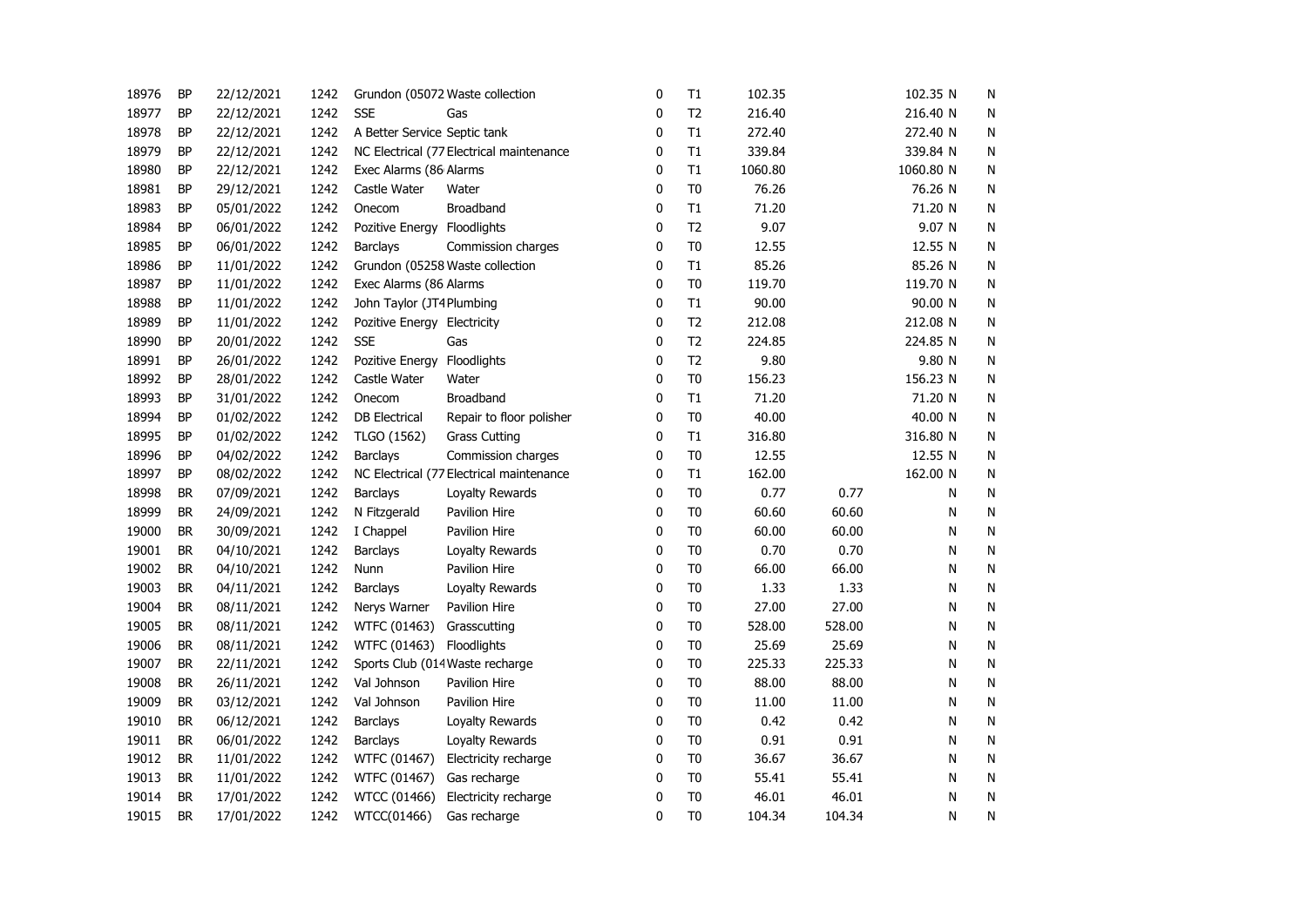| | | | | | | | | | | | | |
|---|---|---|---|---|---|---|---|---|---|---|---|---|
| 18976 | BP | 22/12/2021 | 1242 | Grundon (05072 | Waste collection | 0 | T1 | 102.35 | | 102.35 | N | N |
| 18977 | BP | 22/12/2021 | 1242 | SSE | Gas | 0 | T2 | 216.40 | | 216.40 | N | N |
| 18978 | BP | 22/12/2021 | 1242 | A Better Service | Septic tank | 0 | T1 | 272.40 | | 272.40 | N | N |
| 18979 | BP | 22/12/2021 | 1242 | NC Electrical (77 | Electrical maintenance | 0 | T1 | 339.84 | | 339.84 | N | N |
| 18980 | BP | 22/12/2021 | 1242 | Exec Alarms (86 | Alarms | 0 | T1 | 1060.80 | | 1060.80 | N | N |
| 18981 | BP | 29/12/2021 | 1242 | Castle Water | Water | 0 | T0 | 76.26 | | 76.26 | N | N |
| 18983 | BP | 05/01/2022 | 1242 | Onecom | Broadband | 0 | T1 | 71.20 | | 71.20 | N | N |
| 18984 | BP | 06/01/2022 | 1242 | Pozitive Energy | Floodlights | 0 | T2 | 9.07 | | 9.07 | N | N |
| 18985 | BP | 06/01/2022 | 1242 | Barclays | Commission charges | 0 | T0 | 12.55 | | 12.55 | N | N |
| 18986 | BP | 11/01/2022 | 1242 | Grundon (05258 | Waste collection | 0 | T1 | 85.26 | | 85.26 | N | N |
| 18987 | BP | 11/01/2022 | 1242 | Exec Alarms (86 | Alarms | 0 | T0 | 119.70 | | 119.70 | N | N |
| 18988 | BP | 11/01/2022 | 1242 | John Taylor (JT4 | Plumbing | 0 | T1 | 90.00 | | 90.00 | N | N |
| 18989 | BP | 11/01/2022 | 1242 | Pozitive Energy | Electricity | 0 | T2 | 212.08 | | 212.08 | N | N |
| 18990 | BP | 20/01/2022 | 1242 | SSE | Gas | 0 | T2 | 224.85 | | 224.85 | N | N |
| 18991 | BP | 26/01/2022 | 1242 | Pozitive Energy | Floodlights | 0 | T2 | 9.80 | | 9.80 | N | N |
| 18992 | BP | 28/01/2022 | 1242 | Castle Water | Water | 0 | T0 | 156.23 | | 156.23 | N | N |
| 18993 | BP | 31/01/2022 | 1242 | Onecom | Broadband | 0 | T1 | 71.20 | | 71.20 | N | N |
| 18994 | BP | 01/02/2022 | 1242 | DB Electrical | Repair to floor polisher | 0 | T0 | 40.00 | | 40.00 | N | N |
| 18995 | BP | 01/02/2022 | 1242 | TLGO (1562) | Grass Cutting | 0 | T1 | 316.80 | | 316.80 | N | N |
| 18996 | BP | 04/02/2022 | 1242 | Barclays | Commission charges | 0 | T0 | 12.55 | | 12.55 | N | N |
| 18997 | BP | 08/02/2022 | 1242 | NC Electrical (77 | Electrical maintenance | 0 | T1 | 162.00 | | 162.00 | N | N |
| 18998 | BR | 07/09/2021 | 1242 | Barclays | Loyalty Rewards | 0 | T0 | 0.77 | 0.77 | | N | N |
| 18999 | BR | 24/09/2021 | 1242 | N Fitzgerald | Pavilion Hire | 0 | T0 | 60.60 | 60.60 | | N | N |
| 19000 | BR | 30/09/2021 | 1242 | I Chappel | Pavilion Hire | 0 | T0 | 60.00 | 60.00 | | N | N |
| 19001 | BR | 04/10/2021 | 1242 | Barclays | Loyalty Rewards | 0 | T0 | 0.70 | 0.70 | | N | N |
| 19002 | BR | 04/10/2021 | 1242 | Nunn | Pavilion Hire | 0 | T0 | 66.00 | 66.00 | | N | N |
| 19003 | BR | 04/11/2021 | 1242 | Barclays | Loyalty Rewards | 0 | T0 | 1.33 | 1.33 | | N | N |
| 19004 | BR | 08/11/2021 | 1242 | Nerys Warner | Pavilion Hire | 0 | T0 | 27.00 | 27.00 | | N | N |
| 19005 | BR | 08/11/2021 | 1242 | WTFC (01463) | Grasscutting | 0 | T0 | 528.00 | 528.00 | | N | N |
| 19006 | BR | 08/11/2021 | 1242 | WTFC (01463) | Floodlights | 0 | T0 | 25.69 | 25.69 | | N | N |
| 19007 | BR | 22/11/2021 | 1242 | Sports Club (014 | Waste recharge | 0 | T0 | 225.33 | 225.33 | | N | N |
| 19008 | BR | 26/11/2021 | 1242 | Val Johnson | Pavilion Hire | 0 | T0 | 88.00 | 88.00 | | N | N |
| 19009 | BR | 03/12/2021 | 1242 | Val Johnson | Pavilion Hire | 0 | T0 | 11.00 | 11.00 | | N | N |
| 19010 | BR | 06/12/2021 | 1242 | Barclays | Loyalty Rewards | 0 | T0 | 0.42 | 0.42 | | N | N |
| 19011 | BR | 06/01/2022 | 1242 | Barclays | Loyalty Rewards | 0 | T0 | 0.91 | 0.91 | | N | N |
| 19012 | BR | 11/01/2022 | 1242 | WTFC (01467) | Electricity recharge | 0 | T0 | 36.67 | 36.67 | | N | N |
| 19013 | BR | 11/01/2022 | 1242 | WTFC (01467) | Gas recharge | 0 | T0 | 55.41 | 55.41 | | N | N |
| 19014 | BR | 17/01/2022 | 1242 | WTCC (01466) | Electricity recharge | 0 | T0 | 46.01 | 46.01 | | N | N |
| 19015 | BR | 17/01/2022 | 1242 | WTCC(01466) | Gas recharge | 0 | T0 | 104.34 | 104.34 | | N | N |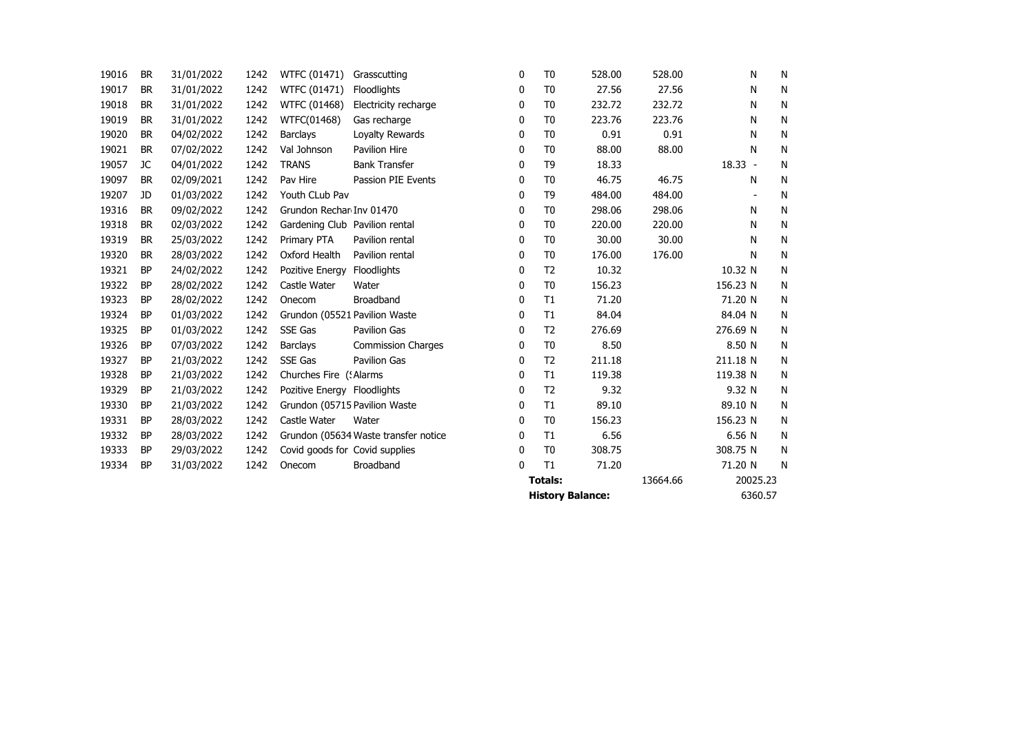| | | | | | | | | | | | | |
|---|---|---|---|---|---|---|---|---|---|---|---|---|
| 19016 | BR | 31/01/2022 | 1242 | WTFC (01471) | Grasscutting | 0 | T0 | 528.00 | 528.00 | | N | N |
| 19017 | BR | 31/01/2022 | 1242 | WTFC (01471) | Floodlights | 0 | T0 | 27.56 | 27.56 | | N | N |
| 19018 | BR | 31/01/2022 | 1242 | WTFC (01468) | Electricity recharge | 0 | T0 | 232.72 | 232.72 | | N | N |
| 19019 | BR | 31/01/2022 | 1242 | WTFC(01468) | Gas recharge | 0 | T0 | 223.76 | 223.76 | | N | N |
| 19020 | BR | 04/02/2022 | 1242 | Barclays | Loyalty Rewards | 0 | T0 | 0.91 | 0.91 | | N | N |
| 19021 | BR | 07/02/2022 | 1242 | Val Johnson | Pavilion Hire | 0 | T0 | 88.00 | 88.00 | | N | N |
| 19057 | JC | 04/01/2022 | 1242 | TRANS | Bank Transfer | 0 | T9 | 18.33 | | 18.33 | - | N |
| 19097 | BR | 02/09/2021 | 1242 | Pav Hire | Passion PIE Events | 0 | T0 | 46.75 | 46.75 | | N | N |
| 19207 | JD | 01/03/2022 | 1242 | Youth CLub Pav | | 0 | T9 | 484.00 | 484.00 | | - | N |
| 19316 | BR | 09/02/2022 | 1242 | Grundon Rechar Inv 01470 | | 0 | T0 | 298.06 | 298.06 | | N | N |
| 19318 | BR | 02/03/2022 | 1242 | Gardening Club | Pavilion rental | 0 | T0 | 220.00 | 220.00 | | N | N |
| 19319 | BR | 25/03/2022 | 1242 | Primary PTA | Pavilion rental | 0 | T0 | 30.00 | 30.00 | | N | N |
| 19320 | BR | 28/03/2022 | 1242 | Oxford Health | Pavilion rental | 0 | T0 | 176.00 | 176.00 | | N | N |
| 19321 | BP | 24/02/2022 | 1242 | Pozitive Energy | Floodlights | 0 | T2 | 10.32 | | 10.32 | N | N |
| 19322 | BP | 28/02/2022 | 1242 | Castle Water | Water | 0 | T0 | 156.23 | | 156.23 | N | N |
| 19323 | BP | 28/02/2022 | 1242 | Onecom | Broadband | 0 | T1 | 71.20 | | 71.20 | N | N |
| 19324 | BP | 01/03/2022 | 1242 | Grundon (05521 | Pavilion Waste | 0 | T1 | 84.04 | | 84.04 | N | N |
| 19325 | BP | 01/03/2022 | 1242 | SSE Gas | Pavilion Gas | 0 | T2 | 276.69 | | 276.69 | N | N |
| 19326 | BP | 07/03/2022 | 1242 | Barclays | Commission Charges | 0 | T0 | 8.50 | | 8.50 | N | N |
| 19327 | BP | 21/03/2022 | 1242 | SSE Gas | Pavilion Gas | 0 | T2 | 211.18 | | 211.18 | N | N |
| 19328 | BP | 21/03/2022 | 1242 | Churches Fire (S | Alarms | 0 | T1 | 119.38 | | 119.38 | N | N |
| 19329 | BP | 21/03/2022 | 1242 | Pozitive Energy | Floodlights | 0 | T2 | 9.32 | | 9.32 | N | N |
| 19330 | BP | 21/03/2022 | 1242 | Grundon (05715 | Pavilion Waste | 0 | T1 | 89.10 | | 89.10 | N | N |
| 19331 | BP | 28/03/2022 | 1242 | Castle Water | Water | 0 | T0 | 156.23 | | 156.23 | N | N |
| 19332 | BP | 28/03/2022 | 1242 | Grundon (05634 | Waste transfer notice | 0 | T1 | 6.56 | | 6.56 | N | N |
| 19333 | BP | 29/03/2022 | 1242 | Covid goods for | Covid supplies | 0 | T0 | 308.75 | | 308.75 | N | N |
| 19334 | BP | 31/03/2022 | 1242 | Onecom | Broadband | 0 | T1 | 71.20 | | 71.20 | N | N |
| | | | | | | | **Totals:** | | 13664.66 | 20025.23 | | |
| | | | | | | | **History Balance:** | | | 6360.57 | | |